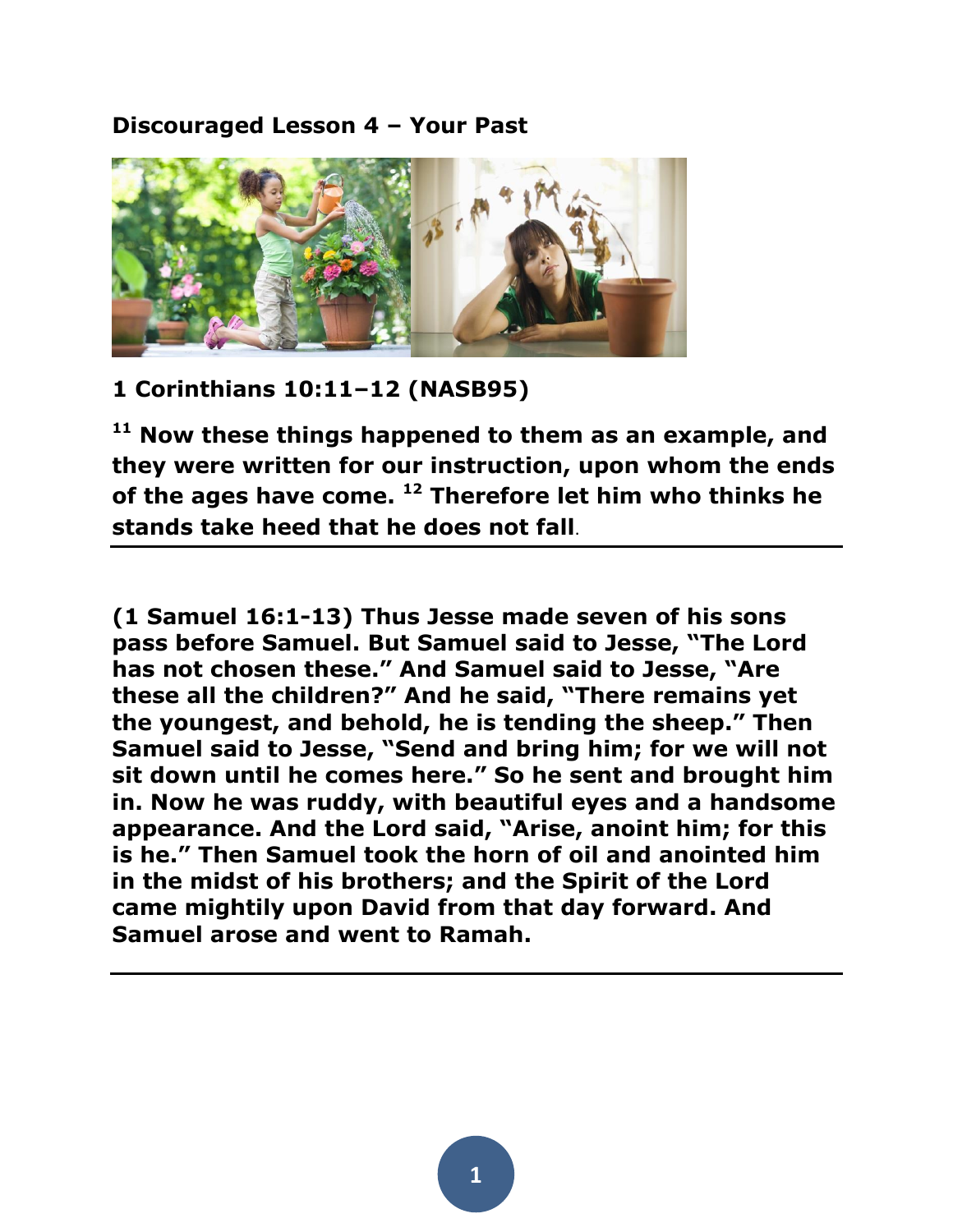**Discouraged Lesson 4 – Your Past**

**1 Corinthians 10:11–12 (NASB95)**

**[11] Now these things happened to them as an example, and they were written for our instruction, upon whom the ends of the ages have come. [12] Therefore let him who thinks he stands take heed that he does not fall**.

---

**(1 Samuel 16:1-13) Thus Jesse made seven of his sons pass before Samuel. But Samuel said to Jesse, "The Lord has not chosen these." And Samuel said to Jesse, "Are these all the children?" And he said, "There remains yet the youngest, and behold, he is tending the sheep." Then Samuel said to Jesse, "Send and bring him; for we will not sit down until he comes here." So he sent and brought him in. Now he was ruddy, with beautiful eyes and a handsome appearance. And the Lord said, "Arise, anoint him; for this is he." Then Samuel took the horn of oil and anointed him in the midst of his brothers; and the Spirit of the Lord came mightily upon David from that day forward. And Samuel arose and went to Ramah.**

---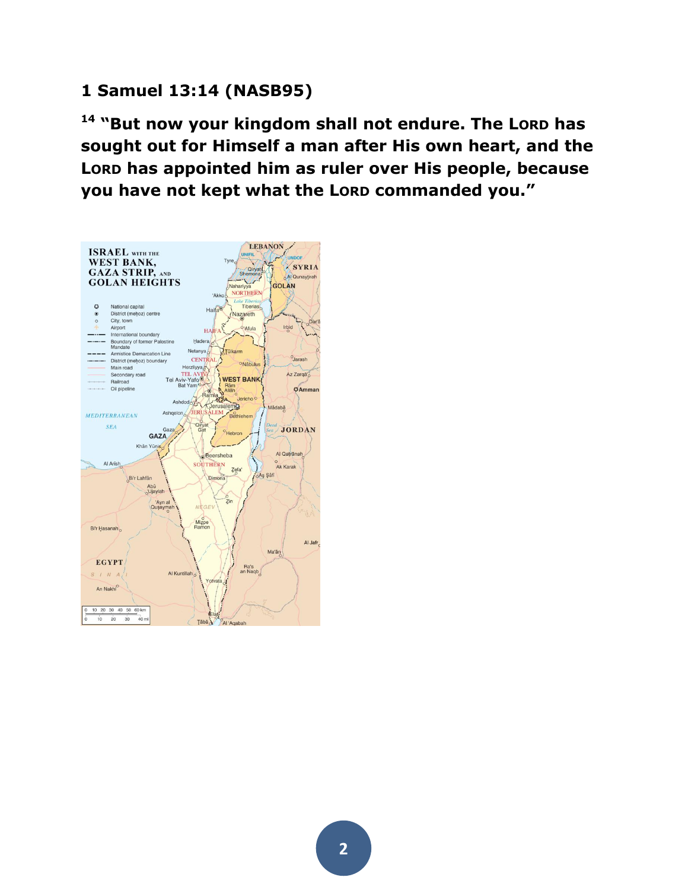## 1 Samuel 13:14 (NASB95)

**[14] "But now your kingdom shall not endure. The LORD has sought out for Himself a man after His own heart, and the LORD has appointed him as ruler over His people, because you have not kept what the LORD commanded you."**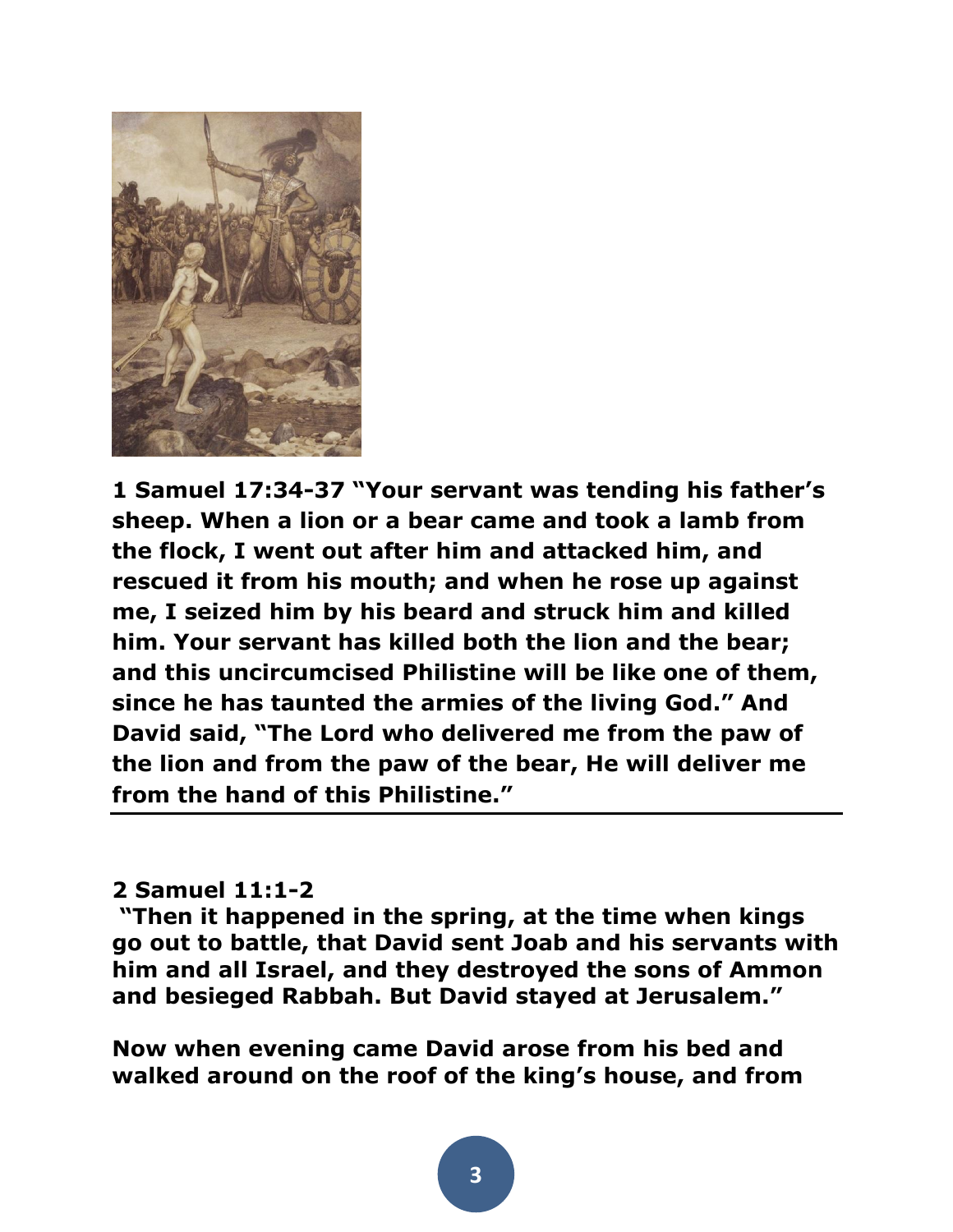**1 Samuel 17:34-37 "Your servant was tending his father's sheep. When a lion or a bear came and took a lamb from the flock, I went out after him and attacked him, and rescued it from his mouth; and when he rose up against me, I seized him by his beard and struck him and killed him. Your servant has killed both the lion and the bear; and this uncircumcised Philistine will be like one of them, since he has taunted the armies of the living God." And David said, "The Lord who delivered me from the paw of the lion and from the paw of the bear, He will deliver me from the hand of this Philistine."**

---

**2 Samuel 11:1-2**
**"Then it happened in the spring, at the time when kings go out to battle, that David sent Joab and his servants with him and all Israel, and they destroyed the sons of Ammon and besieged Rabbah. But David stayed at Jerusalem."**

**Now when evening came David arose from his bed and walked around on the roof of the king's house, and from**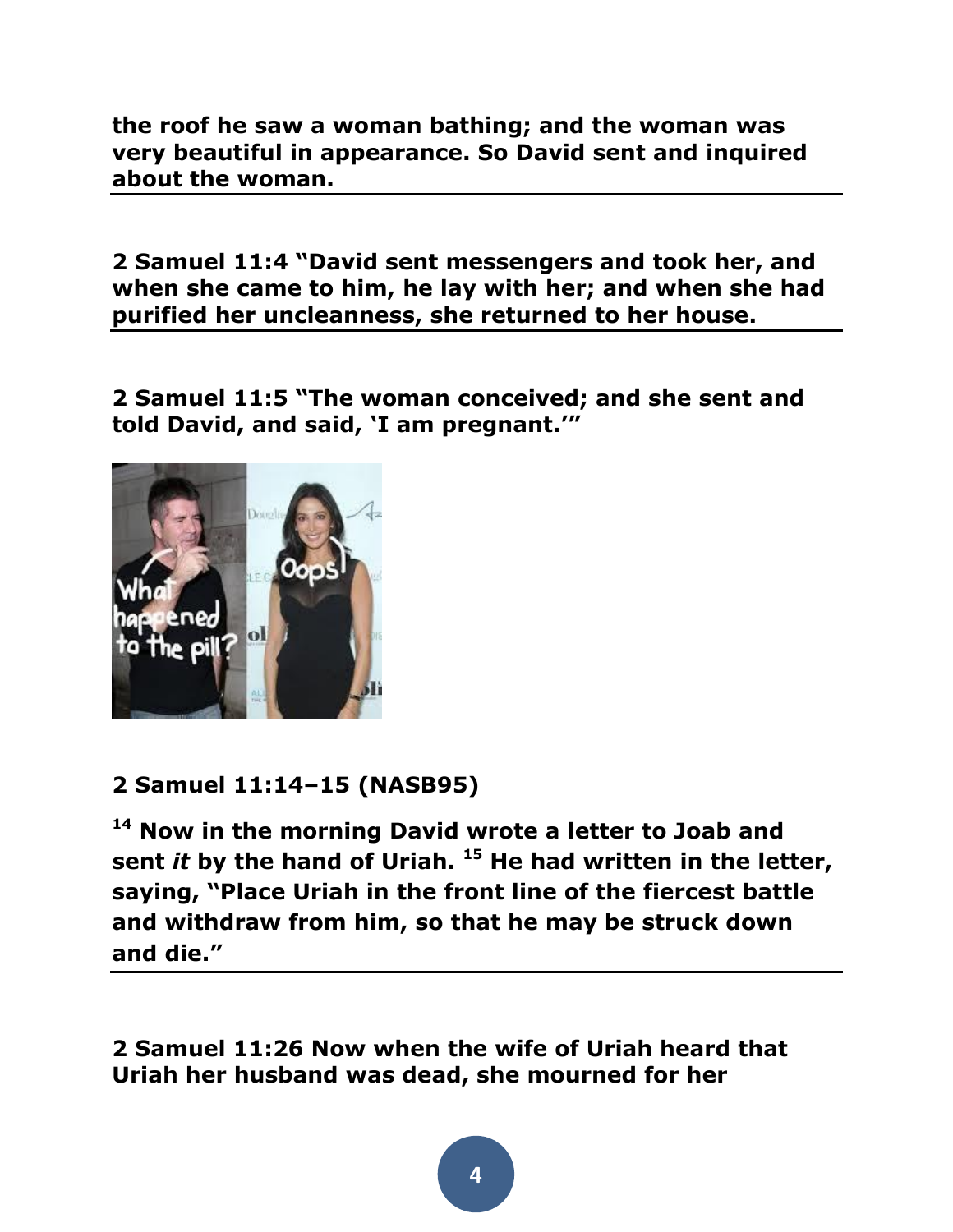**the roof he saw a woman bathing; and the woman was very beautiful in appearance. So David sent and inquired about the woman.**

---

**2 Samuel 11:4 "David sent messengers and took her, and when she came to him, he lay with her; and when she had purified her uncleanness, she returned to her house.**

---

**2 Samuel 11:5 "The woman conceived; and she sent and told David, and said, 'I am pregnant.'"**

**2 Samuel 11:14–15 (NASB95)**

**[14] Now in the morning David wrote a letter to Joab and sent *it* by the hand of Uriah. [15] He had written in the letter, saying, "Place Uriah in the front line of the fiercest battle and withdraw from him, so that he may be struck down and die."**

---

**2 Samuel 11:26 Now when the wife of Uriah heard that Uriah her husband was dead, she mourned for her**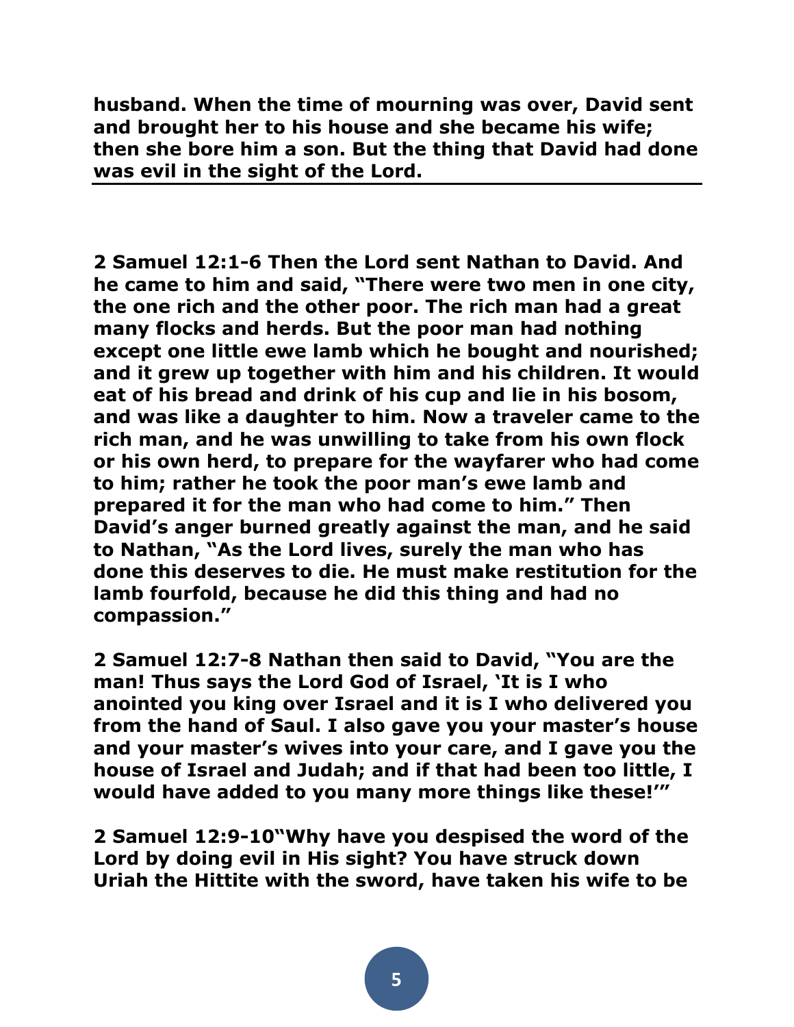**husband. When the time of mourning was over, David sent and brought her to his house and she became his wife; then she bore him a son. But the thing that David had done was evil in the sight of the Lord.**

---

**2 Samuel 12:1-6 Then the Lord sent Nathan to David. And he came to him and said, "There were two men in one city, the one rich and the other poor. The rich man had a great many flocks and herds. But the poor man had nothing except one little ewe lamb which he bought and nourished; and it grew up together with him and his children. It would eat of his bread and drink of his cup and lie in his bosom, and was like a daughter to him. Now a traveler came to the rich man, and he was unwilling to take from his own flock or his own herd, to prepare for the wayfarer who had come to him; rather he took the poor man's ewe lamb and prepared it for the man who had come to him." Then David's anger burned greatly against the man, and he said to Nathan, "As the Lord lives, surely the man who has done this deserves to die. He must make restitution for the lamb fourfold, because he did this thing and had no compassion."**

**2 Samuel 12:7-8 Nathan then said to David, "You are the man! Thus says the Lord God of Israel, 'It is I who anointed you king over Israel and it is I who delivered you from the hand of Saul. I also gave you your master's house and your master's wives into your care, and I gave you the house of Israel and Judah; and if that had been too little, I would have added to you many more things like these!'"**

**2 Samuel 12:9-10"Why have you despised the word of the Lord by doing evil in His sight? You have struck down Uriah the Hittite with the sword, have taken his wife to be**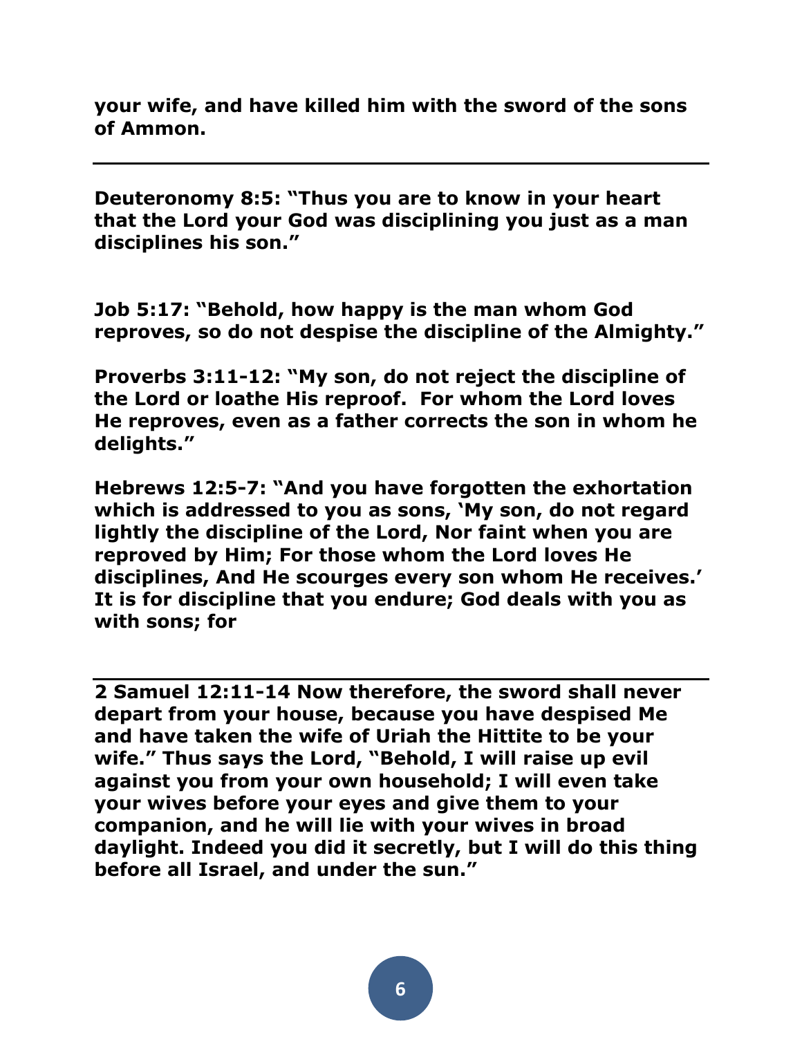**your wife, and have killed him with the sword of the sons of Ammon.**

---

**Deuteronomy 8:5: "Thus you are to know in your heart that the Lord your God was disciplining you just as a man disciplines his son."**

**Job 5:17: "Behold, how happy is the man whom God reproves, so do not despise the discipline of the Almighty."**

**Proverbs 3:11-12: "My son, do not reject the discipline of the Lord or loathe His reproof. For whom the Lord loves He reproves, even as a father corrects the son in whom he delights."**

**Hebrews 12:5-7: "And you have forgotten the exhortation which is addressed to you as sons, 'My son, do not regard lightly the discipline of the Lord, Nor faint when you are reproved by Him; For those whom the Lord loves He disciplines, And He scourges every son whom He receives.' It is for discipline that you endure; God deals with you as with sons; for**

---

**2 Samuel 12:11-14 Now therefore, the sword shall never depart from your house, because you have despised Me and have taken the wife of Uriah the Hittite to be your wife." Thus says the Lord, "Behold, I will raise up evil against you from your own household; I will even take your wives before your eyes and give them to your companion, and he will lie with your wives in broad daylight. Indeed you did it secretly, but I will do this thing before all Israel, and under the sun."**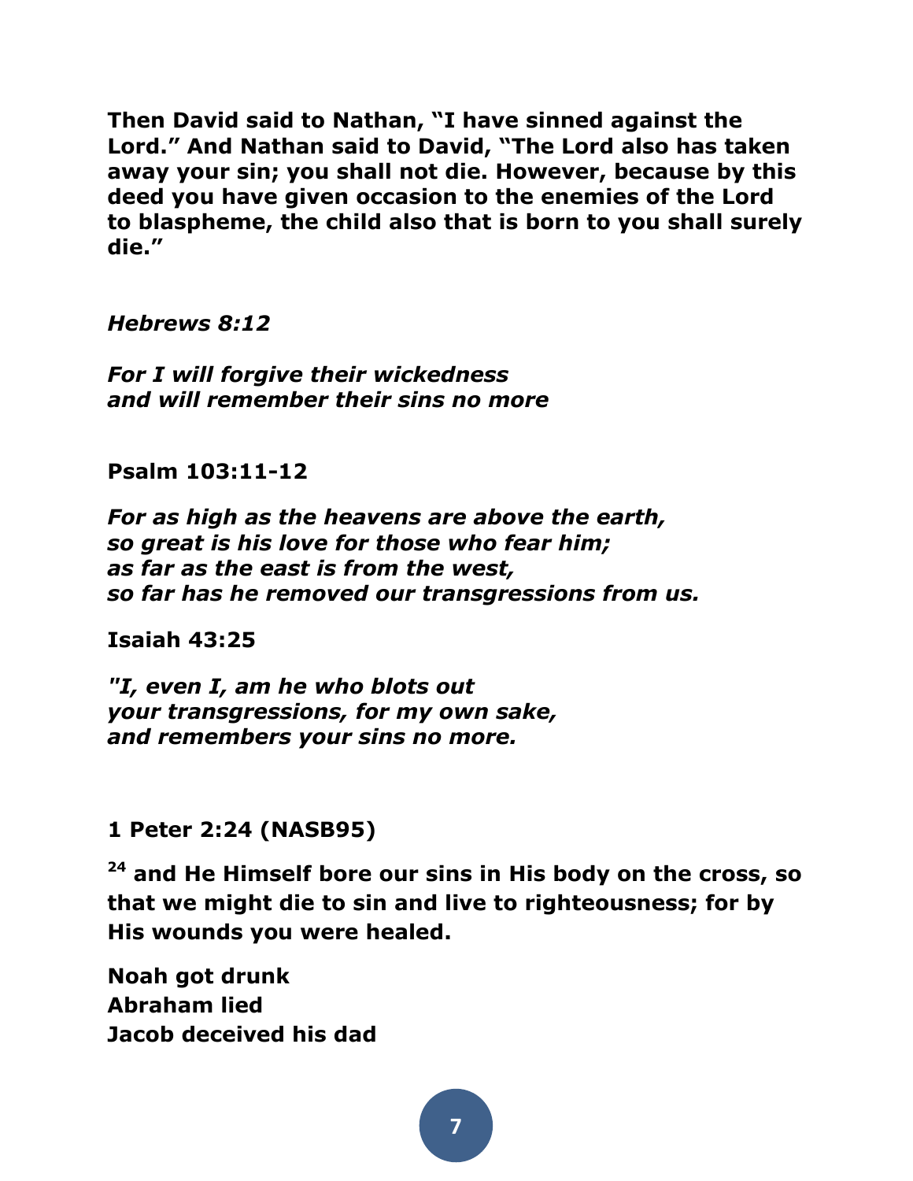**Then David said to Nathan, "I have sinned against the Lord." And Nathan said to David, "The Lord also has taken away your sin; you shall not die. However, because by this deed you have given occasion to the enemies of the Lord to blaspheme, the child also that is born to you shall surely die."**

***Hebrews 8:12***

***For I will forgive their wickedness***
***and will remember their sins no more***

**Psalm 103:11-12**

***For as high as the heavens are above the earth,***
***so great is his love for those who fear him;***
***as far as the east is from the west,***
***so far has he removed our transgressions from us.***

**Isaiah 43:25**

***"I, even I, am he who blots out***
***your transgressions, for my own sake,***
***and remembers your sins no more.***

**1 Peter 2:24 (NASB95)**

**[24] and He Himself bore our sins in His body on the cross, so that we might die to sin and live to righteousness; for by His wounds you were healed.**

**Noah got drunk**
**Abraham lied**
**Jacob deceived his dad**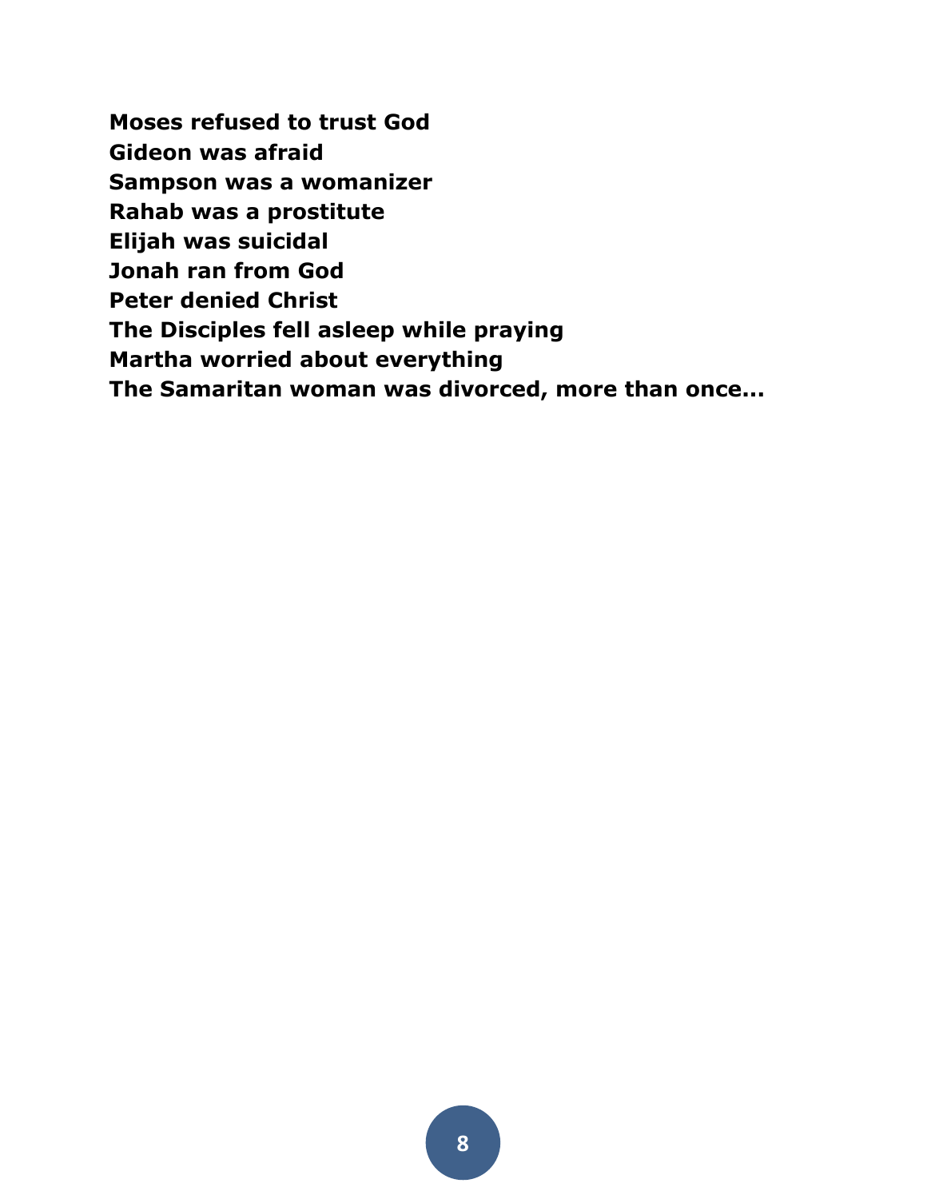**Moses refused to trust God**
**Gideon was afraid**
**Sampson was a womanizer**
**Rahab was a prostitute**
**Elijah was suicidal**
**Jonah ran from God**
**Peter denied Christ**
**The Disciples fell asleep while praying**
**Martha worried about everything**
**The Samaritan woman was divorced, more than once...**